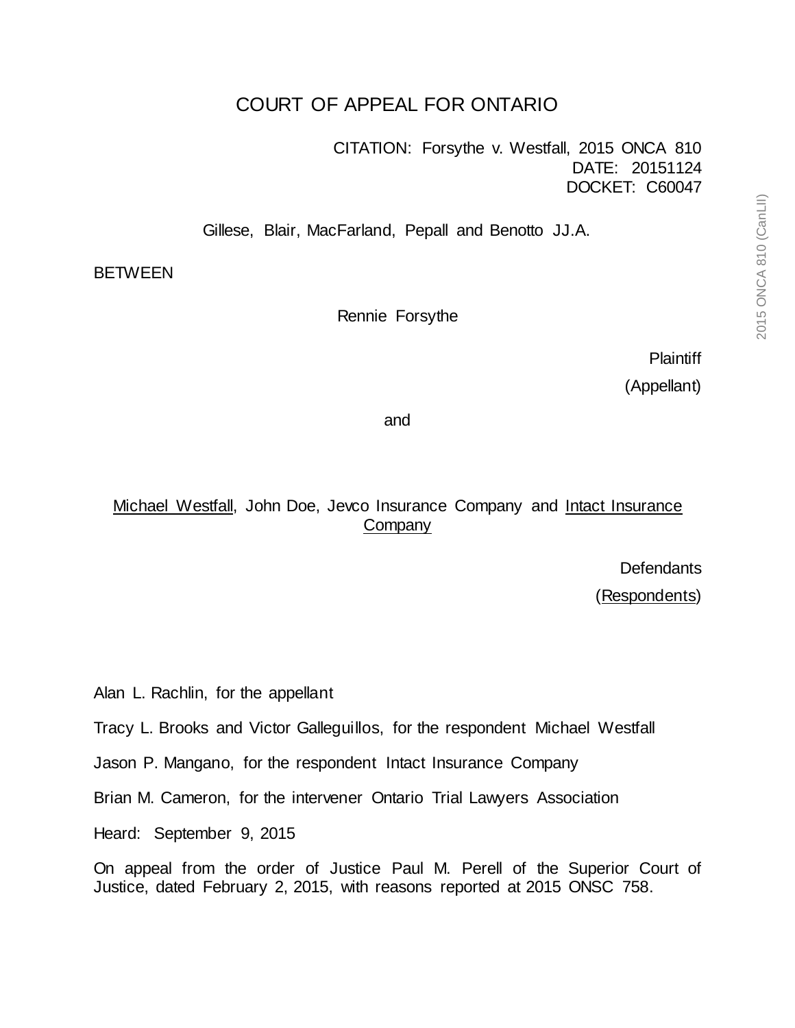# COURT OF APPEAL FOR ONTARIO

CITATION: Forsythe v. Westfall, 2015 ONCA 810
DATE: 20151124
DOCKET: C60047

Gillese, Blair, MacFarland, Pepall and Benotto JJ.A.

BETWEEN

Rennie Forsythe

Plaintiff
(Appellant)

and

Michael Westfall, John Doe, Jevco Insurance Company and Intact Insurance Company

Defendants
(Respondents)

Alan L. Rachlin, for the appellant

Tracy L. Brooks and Victor Galleguillos, for the respondent Michael Westfall

Jason P. Mangano, for the respondent Intact Insurance Company

Brian M. Cameron, for the intervener Ontario Trial Lawyers Association

Heard: September 9, 2015

On appeal from the order of Justice Paul M. Perell of the Superior Court of Justice, dated February 2, 2015, with reasons reported at 2015 ONSC 758.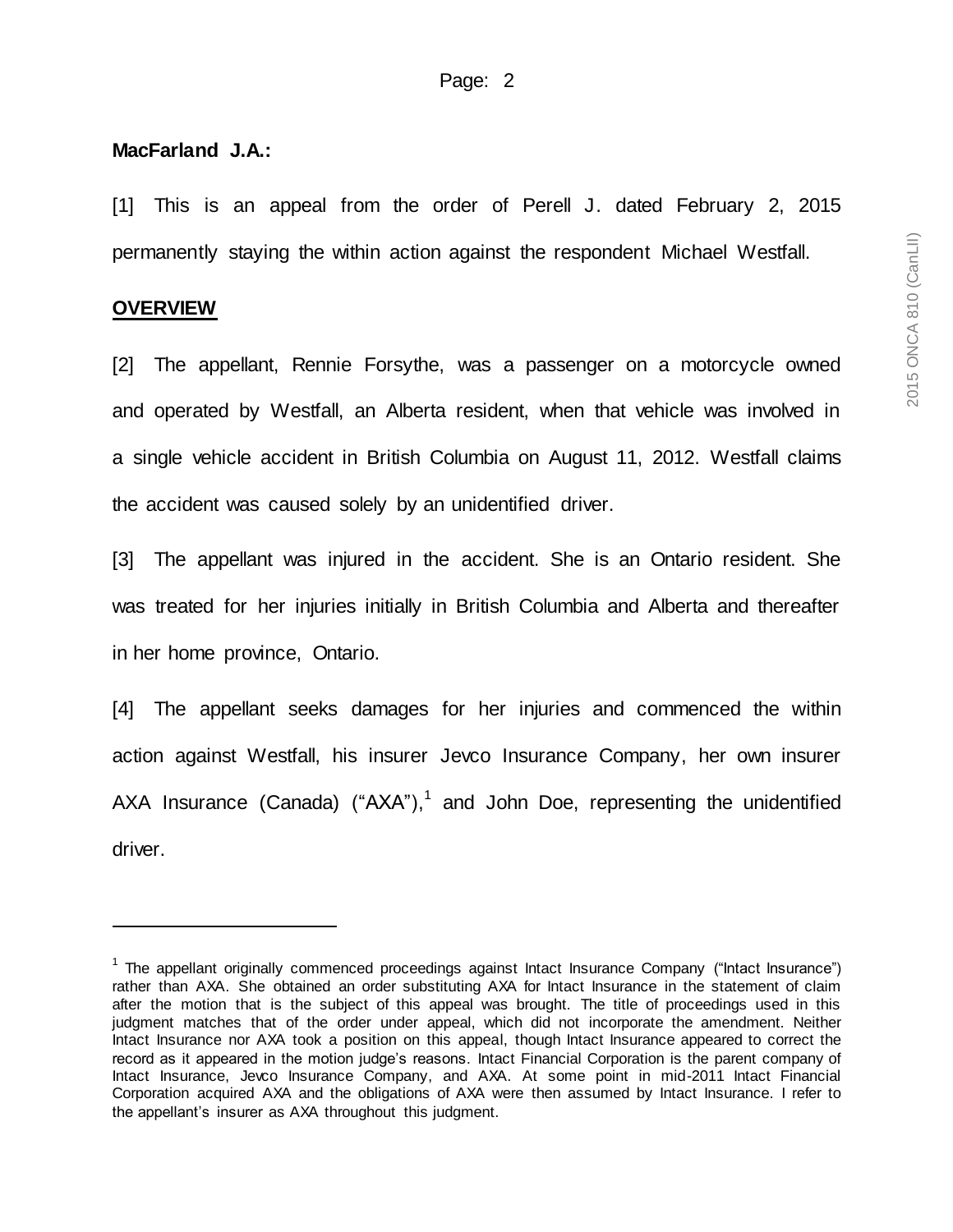**MacFarland J.A.:**

[1] This is an appeal from the order of Perell J. dated February 2, 2015 permanently staying the within action against the respondent Michael Westfall.

## OVERVIEW

[2] The appellant, Rennie Forsythe, was a passenger on a motorcycle owned and operated by Westfall, an Alberta resident, when that vehicle was involved in a single vehicle accident in British Columbia on August 11, 2012. Westfall claims the accident was caused solely by an unidentified driver.

[3] The appellant was injured in the accident. She is an Ontario resident. She was treated for her injuries initially in British Columbia and Alberta and thereafter in her home province, Ontario.

[4] The appellant seeks damages for her injuries and commenced the within action against Westfall, his insurer Jevco Insurance Company, her own insurer AXA Insurance (Canada) ("AXA"),[1] and John Doe, representing the unidentified driver.

---

[1] The appellant originally commenced proceedings against Intact Insurance Company ("Intact Insurance") rather than AXA. She obtained an order substituting AXA for Intact Insurance in the statement of claim after the motion that is the subject of this appeal was brought. The title of proceedings used in this judgment matches that of the order under appeal, which did not incorporate the amendment. Neither Intact Insurance nor AXA took a position on this appeal, though Intact Insurance appeared to correct the record as it appeared in the motion judge's reasons. Intact Financial Corporation is the parent company of Intact Insurance, Jevco Insurance Company, and AXA. At some point in mid-2011 Intact Financial Corporation acquired AXA and the obligations of AXA were then assumed by Intact Insurance. I refer to the appellant's insurer as AXA throughout this judgment.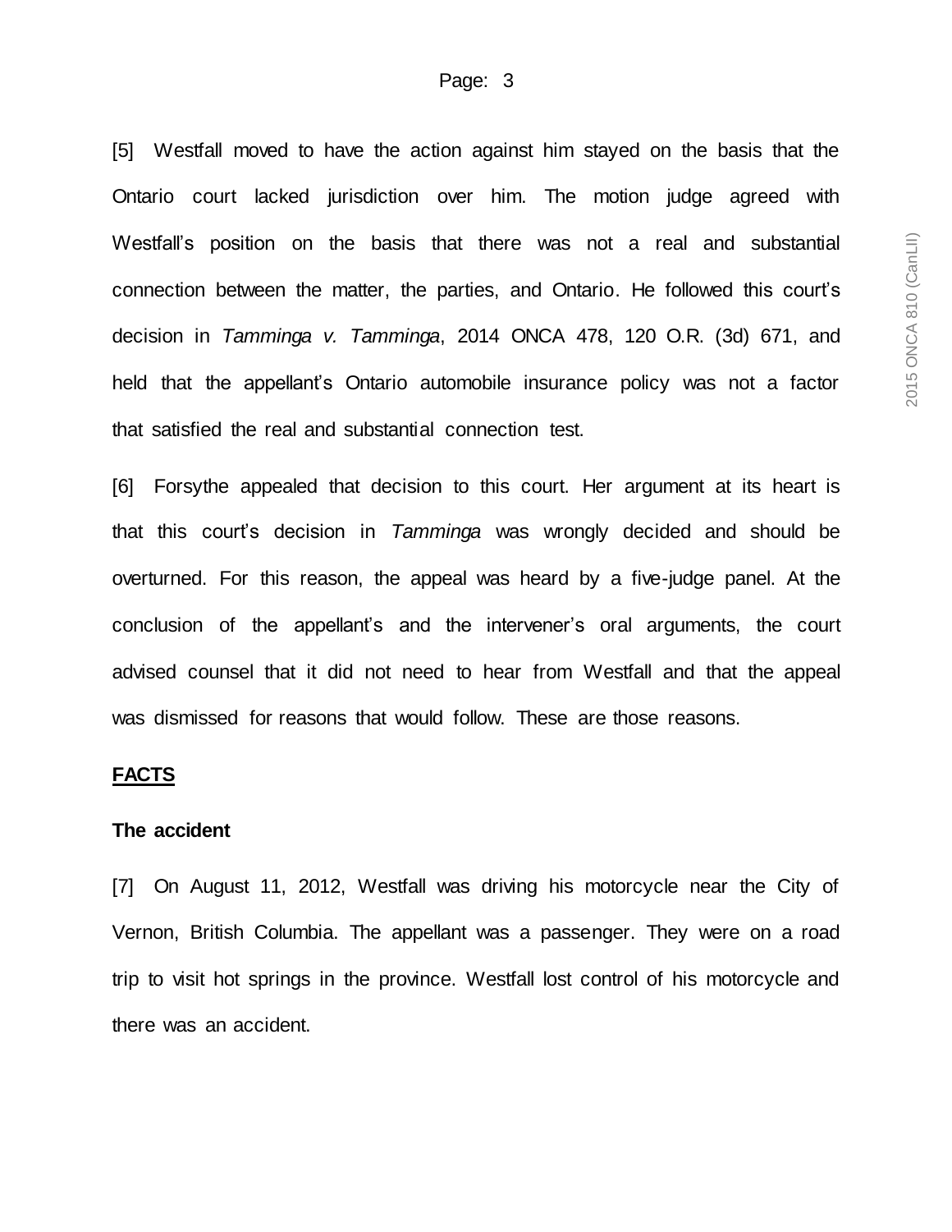[5] Westfall moved to have the action against him stayed on the basis that the Ontario court lacked jurisdiction over him. The motion judge agreed with Westfall's position on the basis that there was not a real and substantial connection between the matter, the parties, and Ontario. He followed this court's decision in *Tamminga v. Tamminga*, 2014 ONCA 478, 120 O.R. (3d) 671, and held that the appellant's Ontario automobile insurance policy was not a factor that satisfied the real and substantial connection test.

[6] Forsythe appealed that decision to this court. Her argument at its heart is that this court's decision in *Tamminga* was wrongly decided and should be overturned. For this reason, the appeal was heard by a five-judge panel. At the conclusion of the appellant's and the intervener's oral arguments, the court advised counsel that it did not need to hear from Westfall and that the appeal was dismissed for reasons that would follow. These are those reasons.

## FACTS

### The accident

[7] On August 11, 2012, Westfall was driving his motorcycle near the City of Vernon, British Columbia. The appellant was a passenger. They were on a road trip to visit hot springs in the province. Westfall lost control of his motorcycle and there was an accident.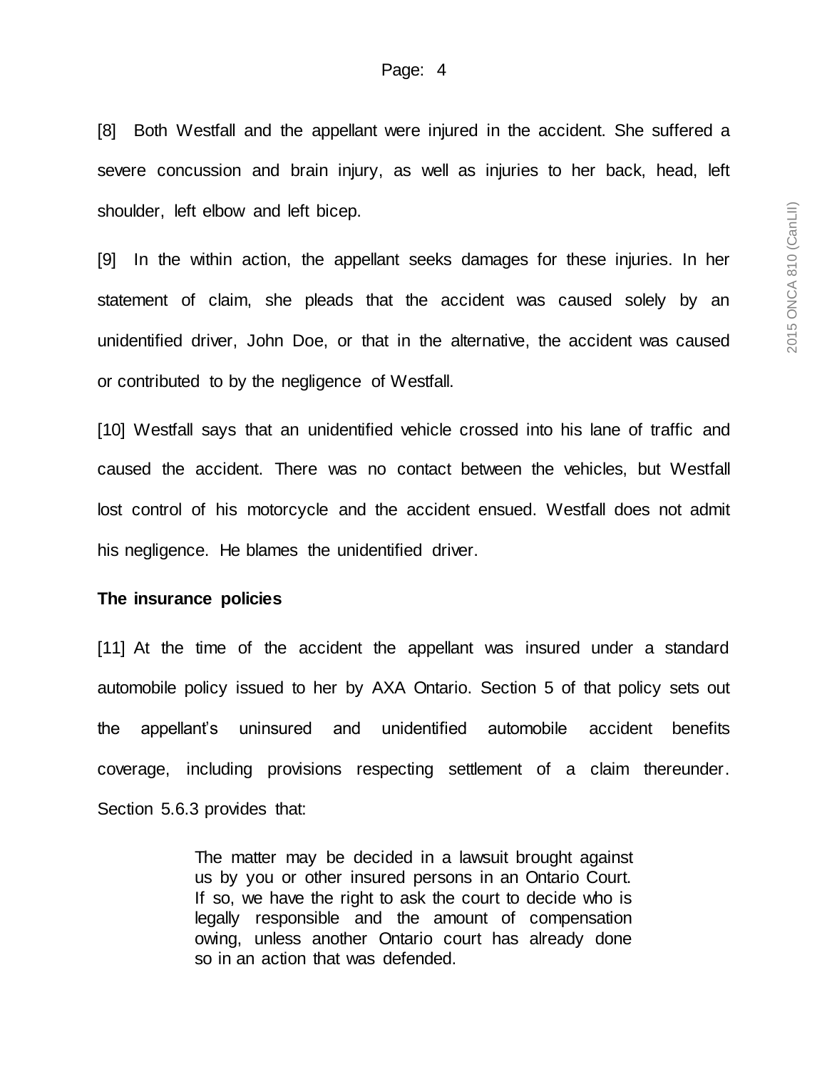[8] Both Westfall and the appellant were injured in the accident. She suffered a severe concussion and brain injury, as well as injuries to her back, head, left shoulder, left elbow and left bicep.

[9] In the within action, the appellant seeks damages for these injuries. In her statement of claim, she pleads that the accident was caused solely by an unidentified driver, John Doe, or that in the alternative, the accident was caused or contributed to by the negligence of Westfall.

[10] Westfall says that an unidentified vehicle crossed into his lane of traffic and caused the accident. There was no contact between the vehicles, but Westfall lost control of his motorcycle and the accident ensued. Westfall does not admit his negligence. He blames the unidentified driver.

**The insurance policies**

[11] At the time of the accident the appellant was insured under a standard automobile policy issued to her by AXA Ontario. Section 5 of that policy sets out the appellant's uninsured and unidentified automobile accident benefits coverage, including provisions respecting settlement of a claim thereunder. Section 5.6.3 provides that:

> The matter may be decided in a lawsuit brought against us by you or other insured persons in an Ontario Court. If so, we have the right to ask the court to decide who is legally responsible and the amount of compensation owing, unless another Ontario court has already done so in an action that was defended.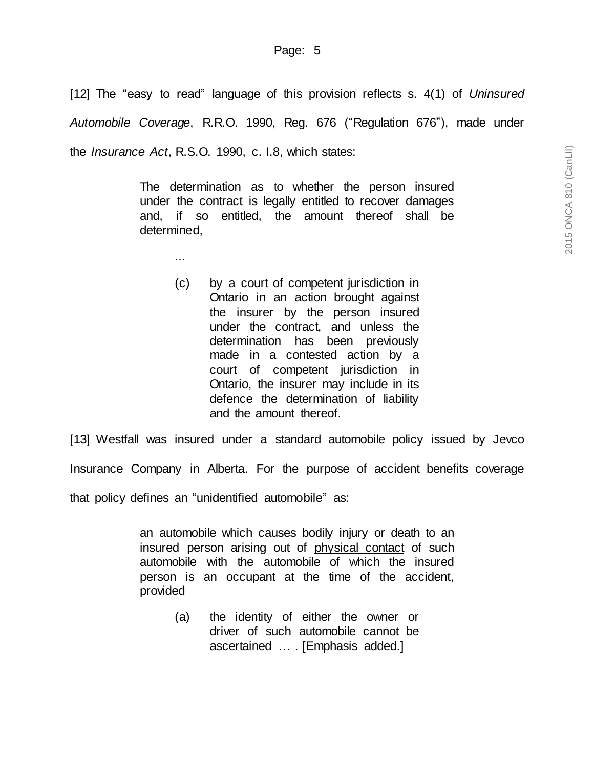[12] The "easy to read" language of this provision reflects s. 4(1) of *Uninsured Automobile Coverage*, R.R.O. 1990, Reg. 676 ("Regulation 676"), made under the *Insurance Act*, R.S.O. 1990, c. I.8, which states:

> The determination as to whether the person insured under the contract is legally entitled to recover damages and, if so entitled, the amount thereof shall be determined,
>
> ...
>
> (c) by a court of competent jurisdiction in Ontario in an action brought against the insurer by the person insured under the contract, and unless the determination has been previously made in a contested action by a court of competent jurisdiction in Ontario, the insurer may include in its defence the determination of liability and the amount thereof.

[13] Westfall was insured under a standard automobile policy issued by Jevco Insurance Company in Alberta. For the purpose of accident benefits coverage that policy defines an "unidentified automobile" as:

> an automobile which causes bodily injury or death to an insured person arising out of <u>physical contact</u> of such automobile with the automobile of which the insured person is an occupant at the time of the accident, provided
>
> (a) the identity of either the owner or driver of such automobile cannot be ascertained … . [Emphasis added.]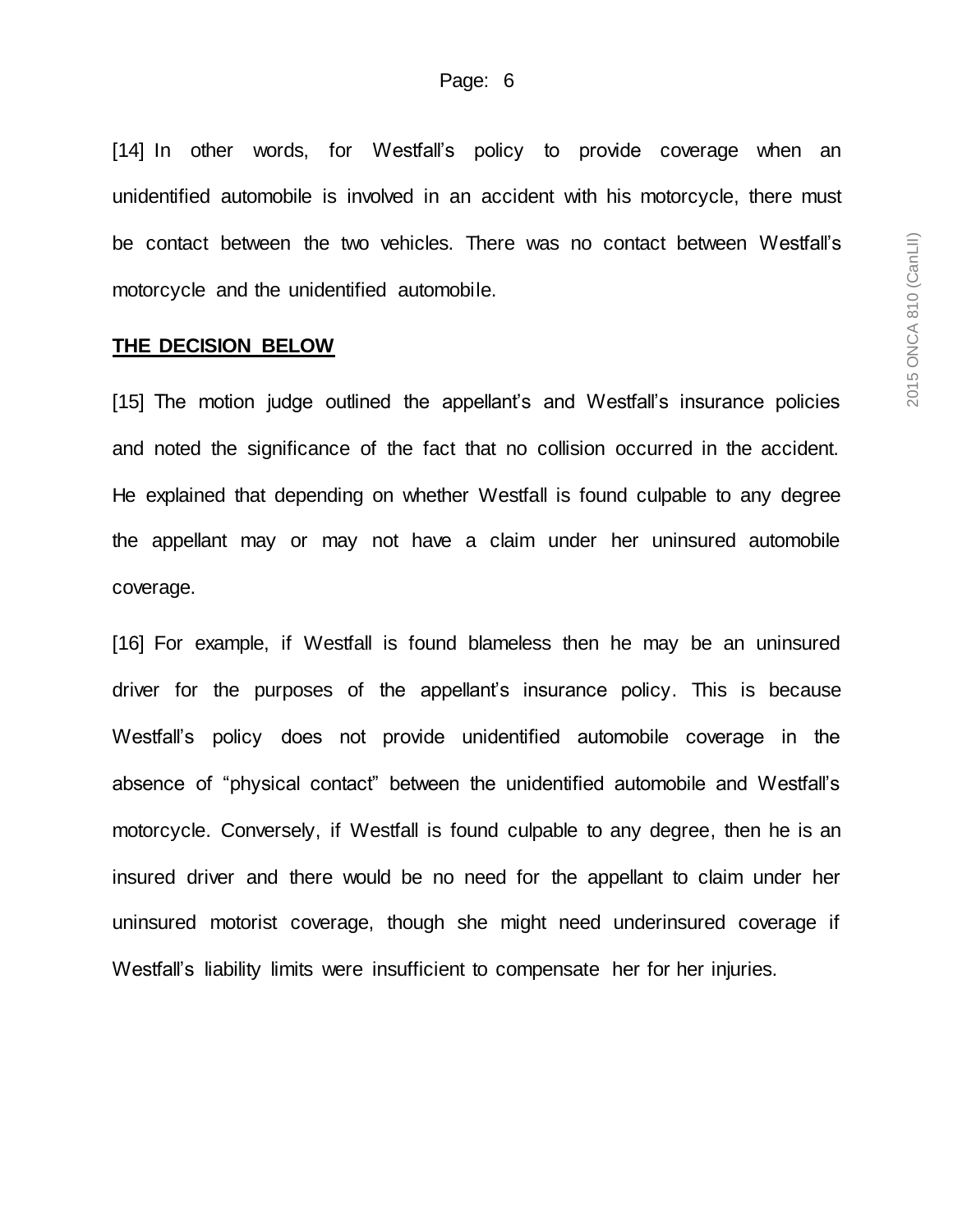[14] In other words, for Westfall's policy to provide coverage when an unidentified automobile is involved in an accident with his motorcycle, there must be contact between the two vehicles. There was no contact between Westfall's motorcycle and the unidentified automobile.

## THE DECISION BELOW

[15] The motion judge outlined the appellant's and Westfall's insurance policies and noted the significance of the fact that no collision occurred in the accident. He explained that depending on whether Westfall is found culpable to any degree the appellant may or may not have a claim under her uninsured automobile coverage.

[16] For example, if Westfall is found blameless then he may be an uninsured driver for the purposes of the appellant's insurance policy. This is because Westfall's policy does not provide unidentified automobile coverage in the absence of "physical contact" between the unidentified automobile and Westfall's motorcycle. Conversely, if Westfall is found culpable to any degree, then he is an insured driver and there would be no need for the appellant to claim under her uninsured motorist coverage, though she might need underinsured coverage if Westfall's liability limits were insufficient to compensate her for her injuries.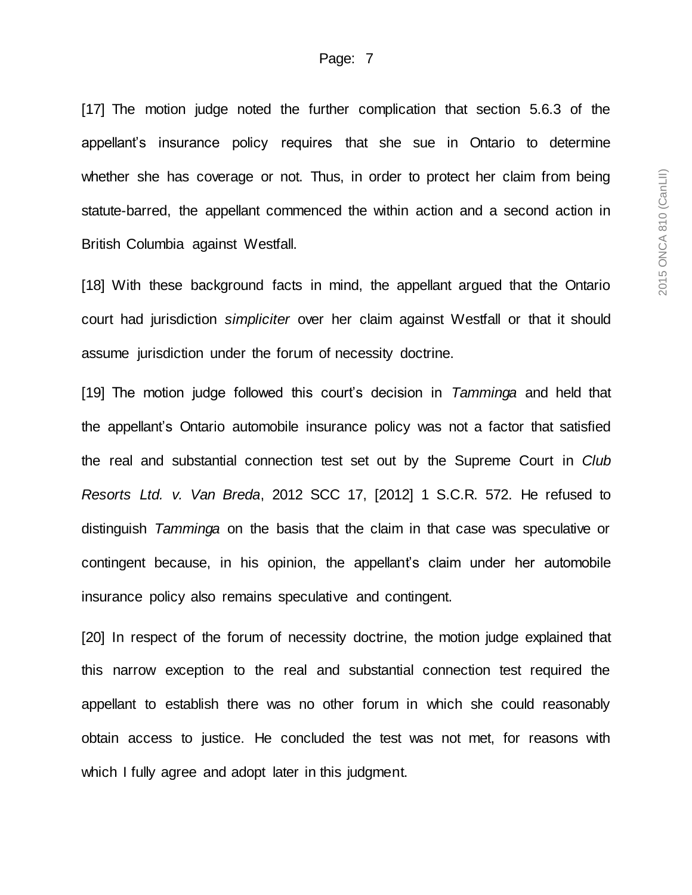[17] The motion judge noted the further complication that section 5.6.3 of the appellant's insurance policy requires that she sue in Ontario to determine whether she has coverage or not. Thus, in order to protect her claim from being statute-barred, the appellant commenced the within action and a second action in British Columbia against Westfall.

[18] With these background facts in mind, the appellant argued that the Ontario court had jurisdiction *simpliciter* over her claim against Westfall or that it should assume jurisdiction under the forum of necessity doctrine.

[19] The motion judge followed this court's decision in *Tamminga* and held that the appellant's Ontario automobile insurance policy was not a factor that satisfied the real and substantial connection test set out by the Supreme Court in *Club Resorts Ltd. v. Van Breda*, 2012 SCC 17, [2012] 1 S.C.R. 572. He refused to distinguish *Tamminga* on the basis that the claim in that case was speculative or contingent because, in his opinion, the appellant's claim under her automobile insurance policy also remains speculative and contingent.

[20] In respect of the forum of necessity doctrine, the motion judge explained that this narrow exception to the real and substantial connection test required the appellant to establish there was no other forum in which she could reasonably obtain access to justice. He concluded the test was not met, for reasons with which I fully agree and adopt later in this judgment.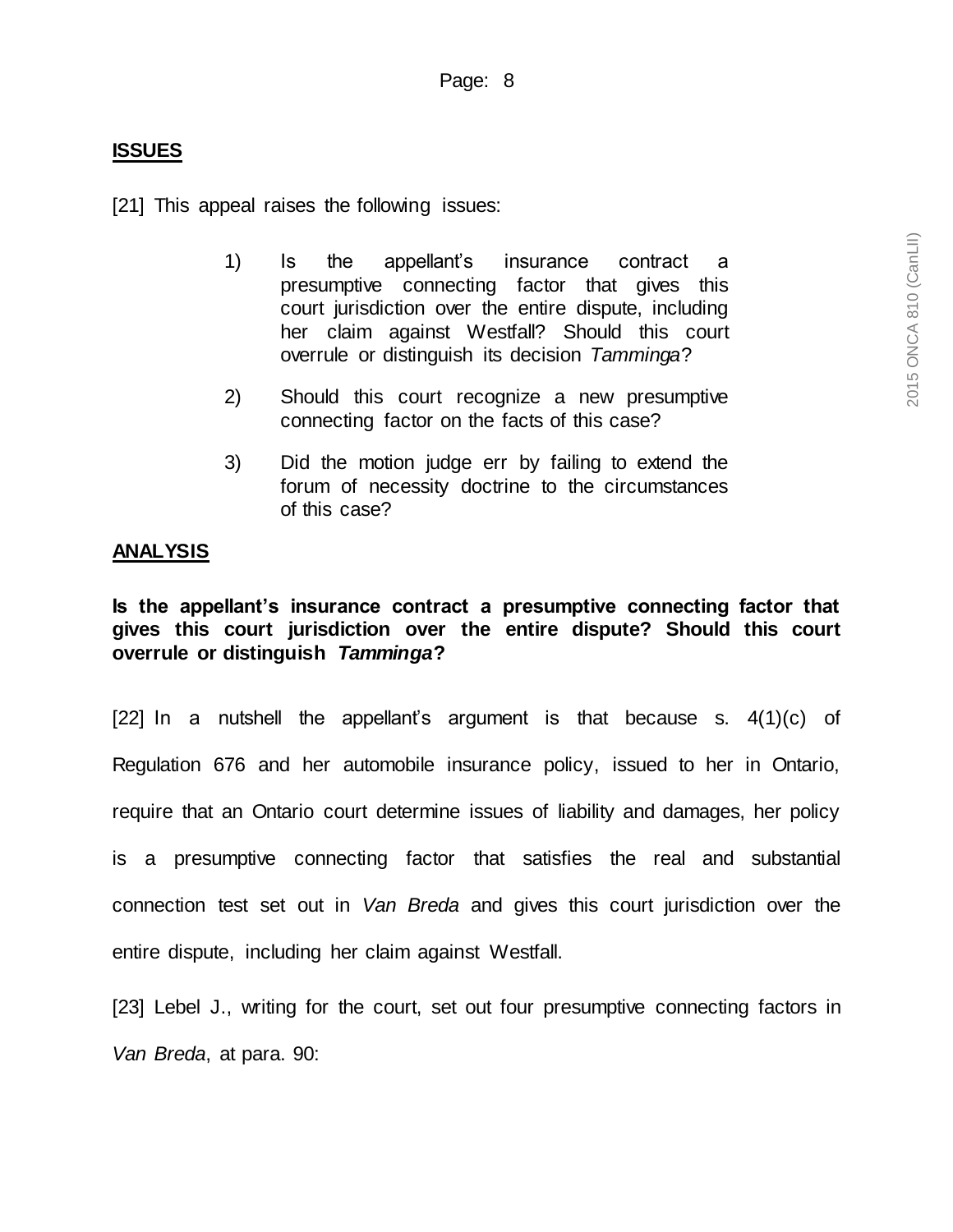## ISSUES

[21] This appeal raises the following issues:

> 1) Is the appellant's insurance contract a presumptive connecting factor that gives this court jurisdiction over the entire dispute, including her claim against Westfall? Should this court overrule or distinguish its decision *Tamminga*?
>
> 2) Should this court recognize a new presumptive connecting factor on the facts of this case?
>
> 3) Did the motion judge err by failing to extend the forum of necessity doctrine to the circumstances of this case?

## ANALYSIS

**Is the appellant's insurance contract a presumptive connecting factor that gives this court jurisdiction over the entire dispute? Should this court overrule or distinguish *Tamminga*?**

[22] In a nutshell the appellant's argument is that because s. 4(1)(c) of Regulation 676 and her automobile insurance policy, issued to her in Ontario, require that an Ontario court determine issues of liability and damages, her policy is a presumptive connecting factor that satisfies the real and substantial connection test set out in *Van Breda* and gives this court jurisdiction over the entire dispute, including her claim against Westfall.

[23] Lebel J., writing for the court, set out four presumptive connecting factors in *Van Breda*, at para. 90: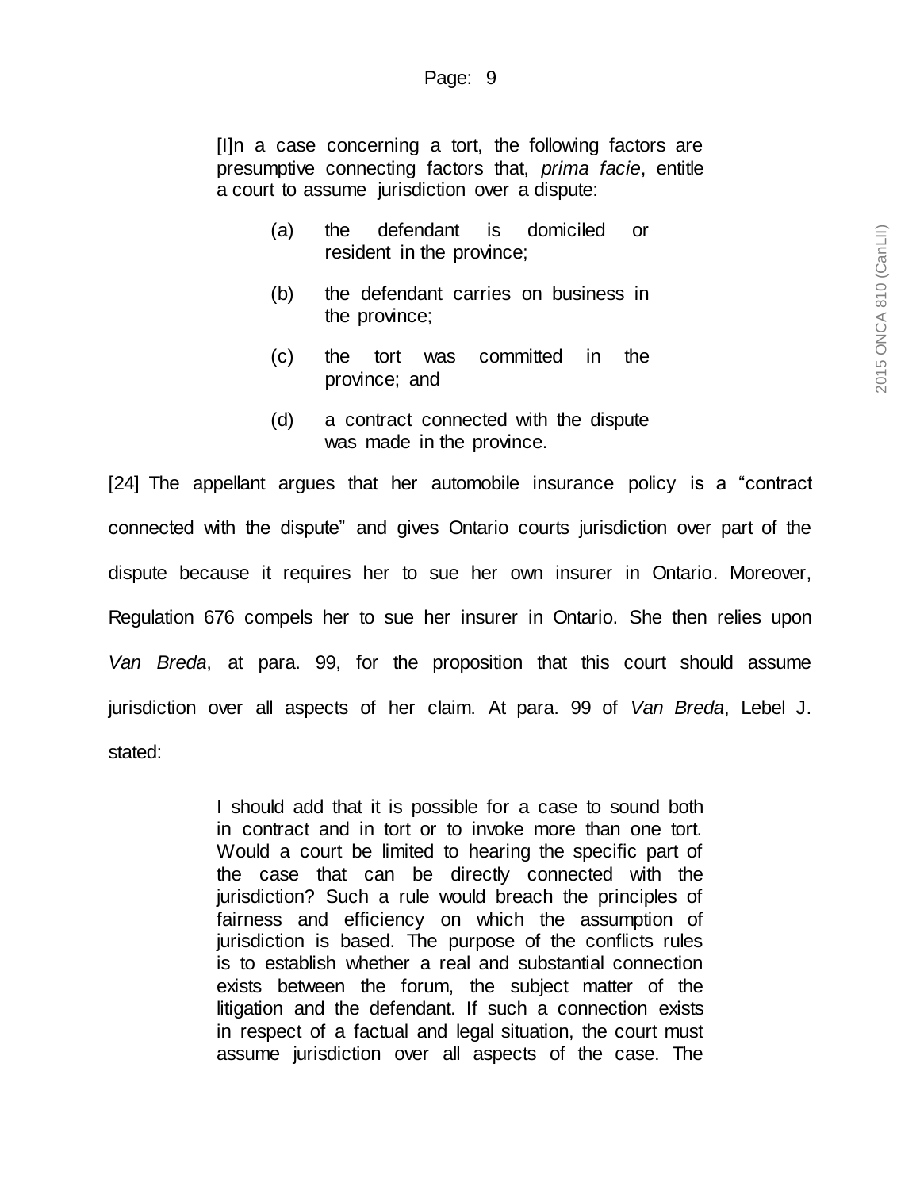> [I]n a case concerning a tort, the following factors are presumptive connecting factors that, *prima facie*, entitle a court to assume jurisdiction over a dispute:
>
> (a) the defendant is domiciled or resident in the province;
>
> (b) the defendant carries on business in the province;
>
> (c) the tort was committed in the province; and
>
> (d) a contract connected with the dispute was made in the province.

[24] The appellant argues that her automobile insurance policy is a "contract connected with the dispute" and gives Ontario courts jurisdiction over part of the dispute because it requires her to sue her own insurer in Ontario. Moreover, Regulation 676 compels her to sue her insurer in Ontario. She then relies upon *Van Breda*, at para. 99, for the proposition that this court should assume jurisdiction over all aspects of her claim. At para. 99 of *Van Breda*, Lebel J. stated:

> I should add that it is possible for a case to sound both in contract and in tort or to invoke more than one tort. Would a court be limited to hearing the specific part of the case that can be directly connected with the jurisdiction? Such a rule would breach the principles of fairness and efficiency on which the assumption of jurisdiction is based. The purpose of the conflicts rules is to establish whether a real and substantial connection exists between the forum, the subject matter of the litigation and the defendant. If such a connection exists in respect of a factual and legal situation, the court must assume jurisdiction over all aspects of the case. The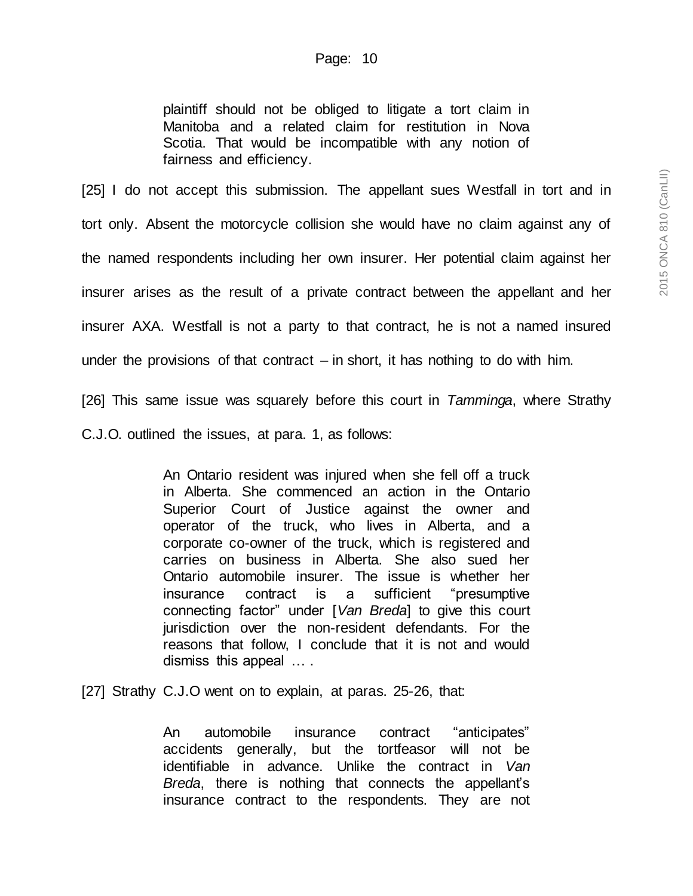> plaintiff should not be obliged to litigate a tort claim in Manitoba and a related claim for restitution in Nova Scotia. That would be incompatible with any notion of fairness and efficiency.

[25] I do not accept this submission. The appellant sues Westfall in tort and in tort only. Absent the motorcycle collision she would have no claim against any of the named respondents including her own insurer. Her potential claim against her insurer arises as the result of a private contract between the appellant and her insurer AXA. Westfall is not a party to that contract, he is not a named insured under the provisions of that contract – in short, it has nothing to do with him.

[26] This same issue was squarely before this court in *Tamminga*, where Strathy C.J.O. outlined the issues, at para. 1, as follows:

> An Ontario resident was injured when she fell off a truck in Alberta. She commenced an action in the Ontario Superior Court of Justice against the owner and operator of the truck, who lives in Alberta, and a corporate co-owner of the truck, which is registered and carries on business in Alberta. She also sued her Ontario automobile insurer. The issue is whether her insurance contract is a sufficient "presumptive connecting factor" under [*Van Breda*] to give this court jurisdiction over the non-resident defendants. For the reasons that follow, I conclude that it is not and would dismiss this appeal … .

[27] Strathy C.J.O went on to explain, at paras. 25-26, that:

> An automobile insurance contract "anticipates" accidents generally, but the tortfeasor will not be identifiable in advance. Unlike the contract in *Van Breda*, there is nothing that connects the appellant's insurance contract to the respondents. They are not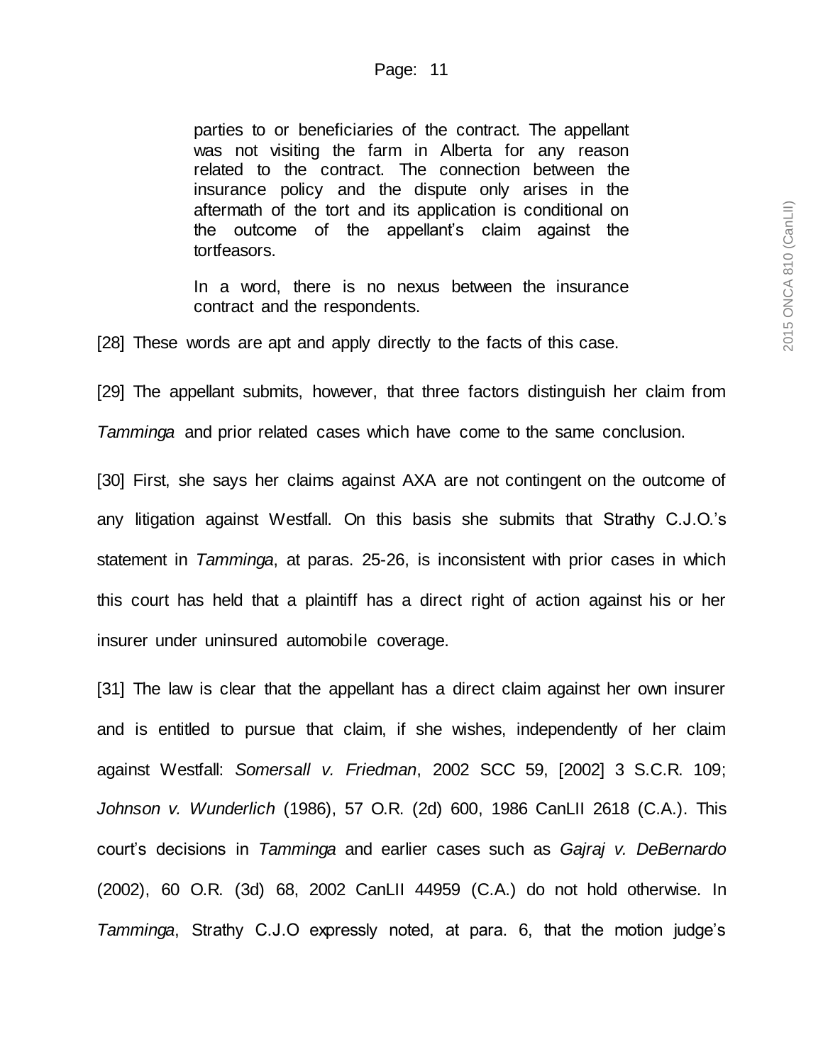> parties to or beneficiaries of the contract. The appellant was not visiting the farm in Alberta for any reason related to the contract. The connection between the insurance policy and the dispute only arises in the aftermath of the tort and its application is conditional on the outcome of the appellant's claim against the tortfeasors.
>
> In a word, there is no nexus between the insurance contract and the respondents.

[28] These words are apt and apply directly to the facts of this case.

[29] The appellant submits, however, that three factors distinguish her claim from *Tamminga* and prior related cases which have come to the same conclusion.

[30] First, she says her claims against AXA are not contingent on the outcome of any litigation against Westfall. On this basis she submits that Strathy C.J.O.'s statement in *Tamminga*, at paras. 25-26, is inconsistent with prior cases in which this court has held that a plaintiff has a direct right of action against his or her insurer under uninsured automobile coverage.

[31] The law is clear that the appellant has a direct claim against her own insurer and is entitled to pursue that claim, if she wishes, independently of her claim against Westfall: *Somersall v. Friedman*, 2002 SCC 59, [2002] 3 S.C.R. 109; *Johnson v. Wunderlich* (1986), 57 O.R. (2d) 600, 1986 CanLII 2618 (C.A.). This court's decisions in *Tamminga* and earlier cases such as *Gajraj v. DeBernardo* (2002), 60 O.R. (3d) 68, 2002 CanLII 44959 (C.A.) do not hold otherwise. In *Tamminga*, Strathy C.J.O expressly noted, at para. 6, that the motion judge's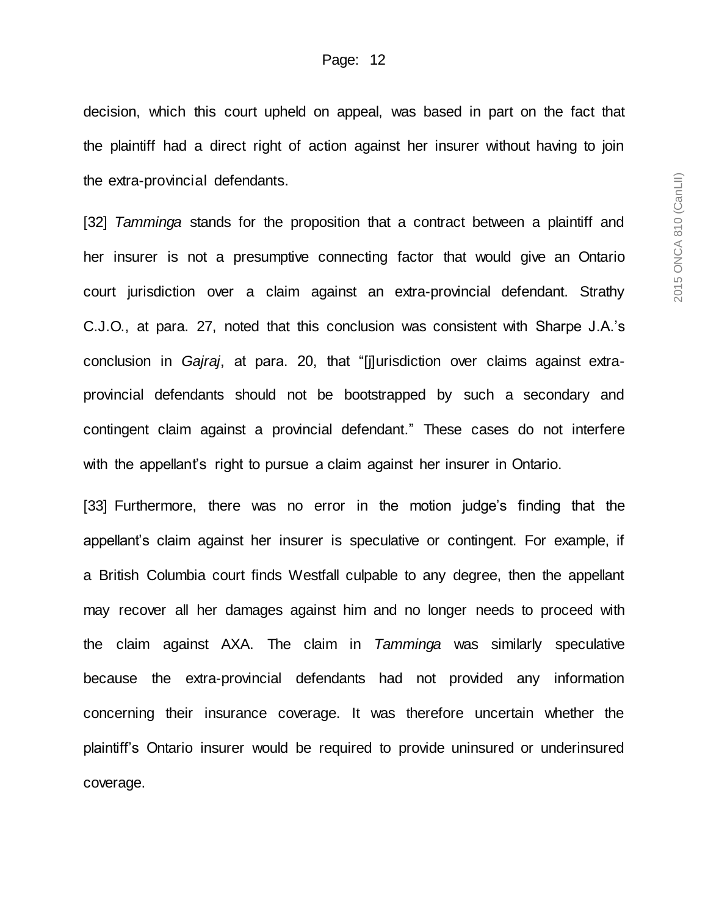decision, which this court upheld on appeal, was based in part on the fact that the plaintiff had a direct right of action against her insurer without having to join the extra-provincial defendants.

[32] *Tamminga* stands for the proposition that a contract between a plaintiff and her insurer is not a presumptive connecting factor that would give an Ontario court jurisdiction over a claim against an extra-provincial defendant. Strathy C.J.O., at para. 27, noted that this conclusion was consistent with Sharpe J.A.'s conclusion in *Gajraj*, at para. 20, that "[j]urisdiction over claims against extra-provincial defendants should not be bootstrapped by such a secondary and contingent claim against a provincial defendant." These cases do not interfere with the appellant's right to pursue a claim against her insurer in Ontario.

[33] Furthermore, there was no error in the motion judge's finding that the appellant's claim against her insurer is speculative or contingent. For example, if a British Columbia court finds Westfall culpable to any degree, then the appellant may recover all her damages against him and no longer needs to proceed with the claim against AXA. The claim in *Tamminga* was similarly speculative because the extra-provincial defendants had not provided any information concerning their insurance coverage. It was therefore uncertain whether the plaintiff's Ontario insurer would be required to provide uninsured or underinsured coverage.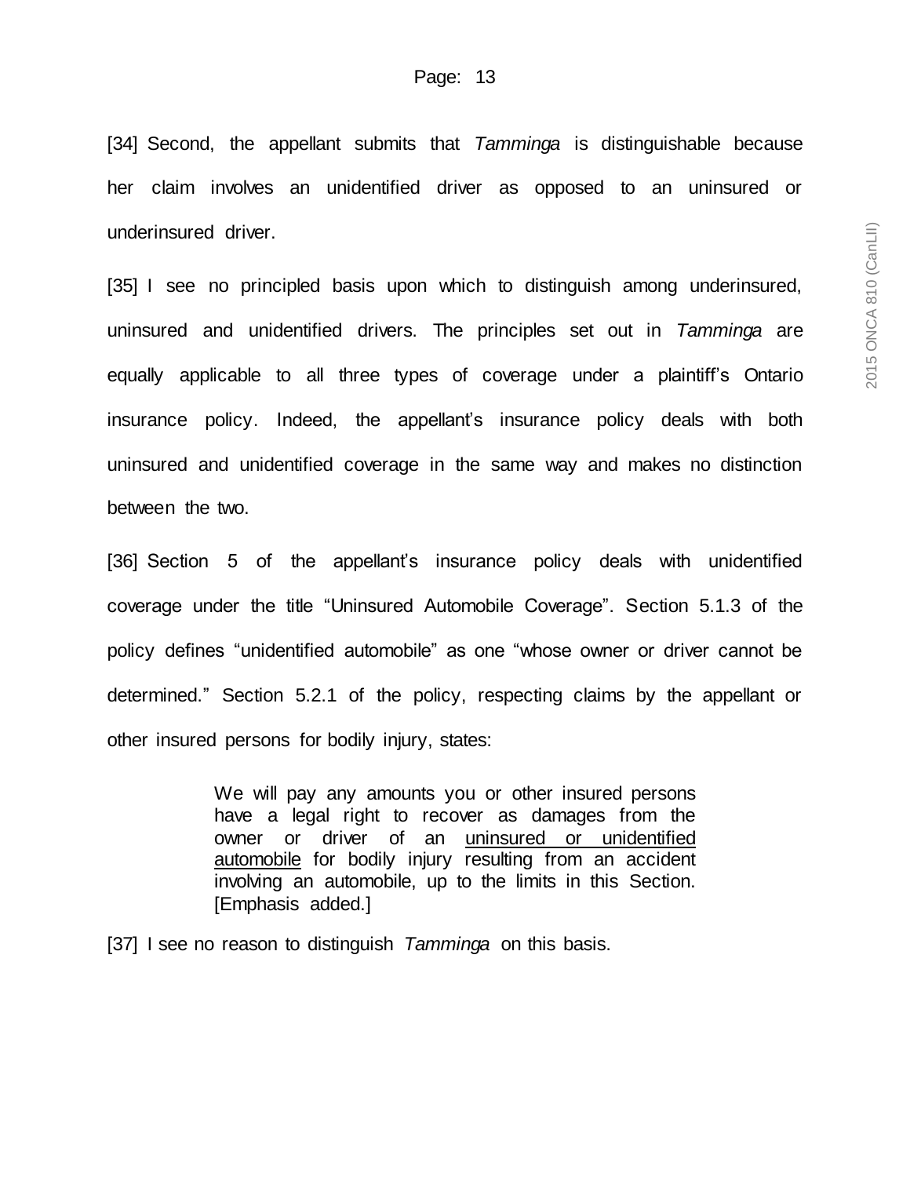[34] Second, the appellant submits that *Tamminga* is distinguishable because her claim involves an unidentified driver as opposed to an uninsured or underinsured driver.

[35] I see no principled basis upon which to distinguish among underinsured, uninsured and unidentified drivers. The principles set out in *Tamminga* are equally applicable to all three types of coverage under a plaintiff's Ontario insurance policy. Indeed, the appellant's insurance policy deals with both uninsured and unidentified coverage in the same way and makes no distinction between the two.

[36] Section 5 of the appellant's insurance policy deals with unidentified coverage under the title "Uninsured Automobile Coverage". Section 5.1.3 of the policy defines "unidentified automobile" as one "whose owner or driver cannot be determined." Section 5.2.1 of the policy, respecting claims by the appellant or other insured persons for bodily injury, states:

> We will pay any amounts you or other insured persons have a legal right to recover as damages from the owner or driver of an <u>uninsured or unidentified automobile</u> for bodily injury resulting from an accident involving an automobile, up to the limits in this Section. [Emphasis added.]

[37] I see no reason to distinguish *Tamminga* on this basis.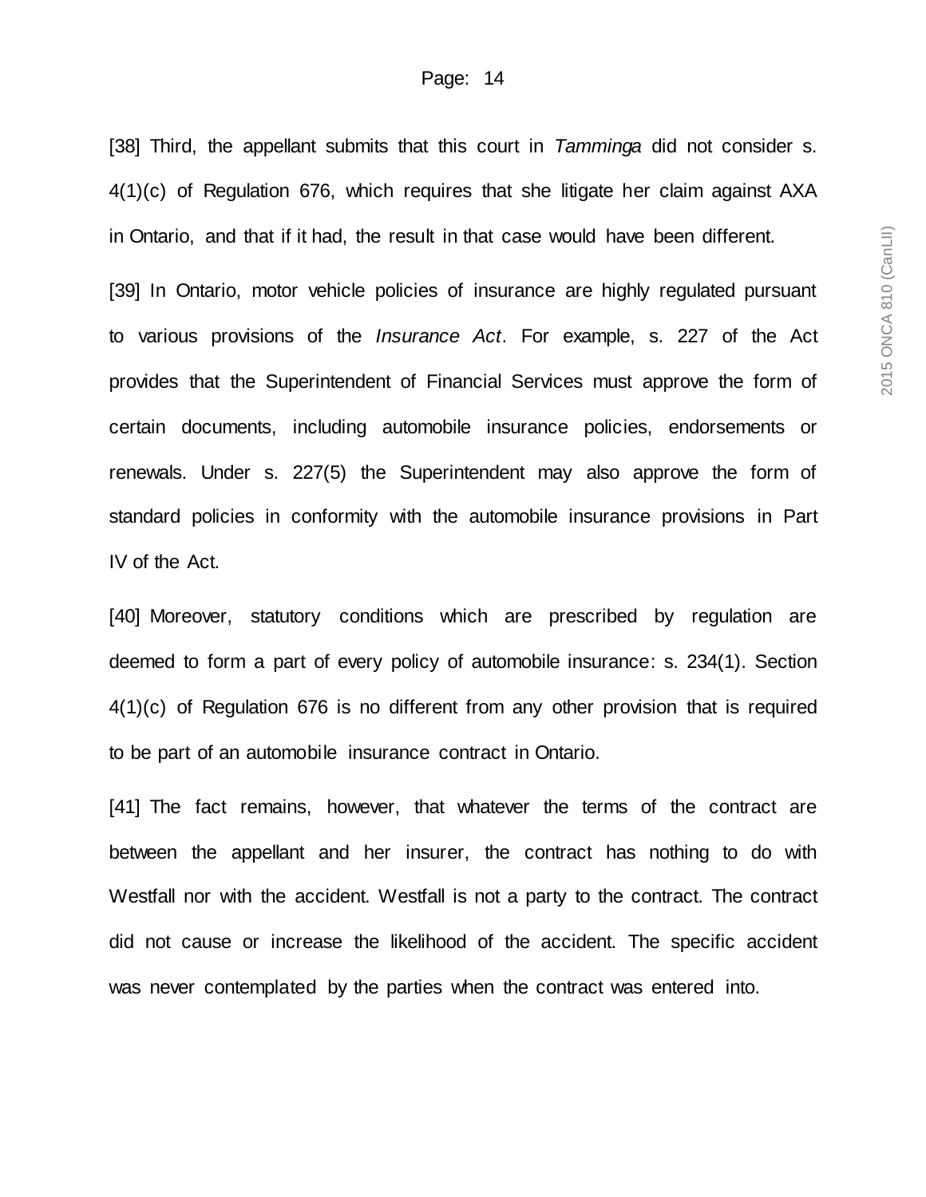[38] Third, the appellant submits that this court in *Tamminga* did not consider s. 4(1)(c) of Regulation 676, which requires that she litigate her claim against AXA in Ontario, and that if it had, the result in that case would have been different.

[39] In Ontario, motor vehicle policies of insurance are highly regulated pursuant to various provisions of the *Insurance Act*. For example, s. 227 of the Act provides that the Superintendent of Financial Services must approve the form of certain documents, including automobile insurance policies, endorsements or renewals. Under s. 227(5) the Superintendent may also approve the form of standard policies in conformity with the automobile insurance provisions in Part IV of the Act.

[40] Moreover, statutory conditions which are prescribed by regulation are deemed to form a part of every policy of automobile insurance: s. 234(1). Section 4(1)(c) of Regulation 676 is no different from any other provision that is required to be part of an automobile insurance contract in Ontario.

[41] The fact remains, however, that whatever the terms of the contract are between the appellant and her insurer, the contract has nothing to do with Westfall nor with the accident. Westfall is not a party to the contract. The contract did not cause or increase the likelihood of the accident. The specific accident was never contemplated by the parties when the contract was entered into.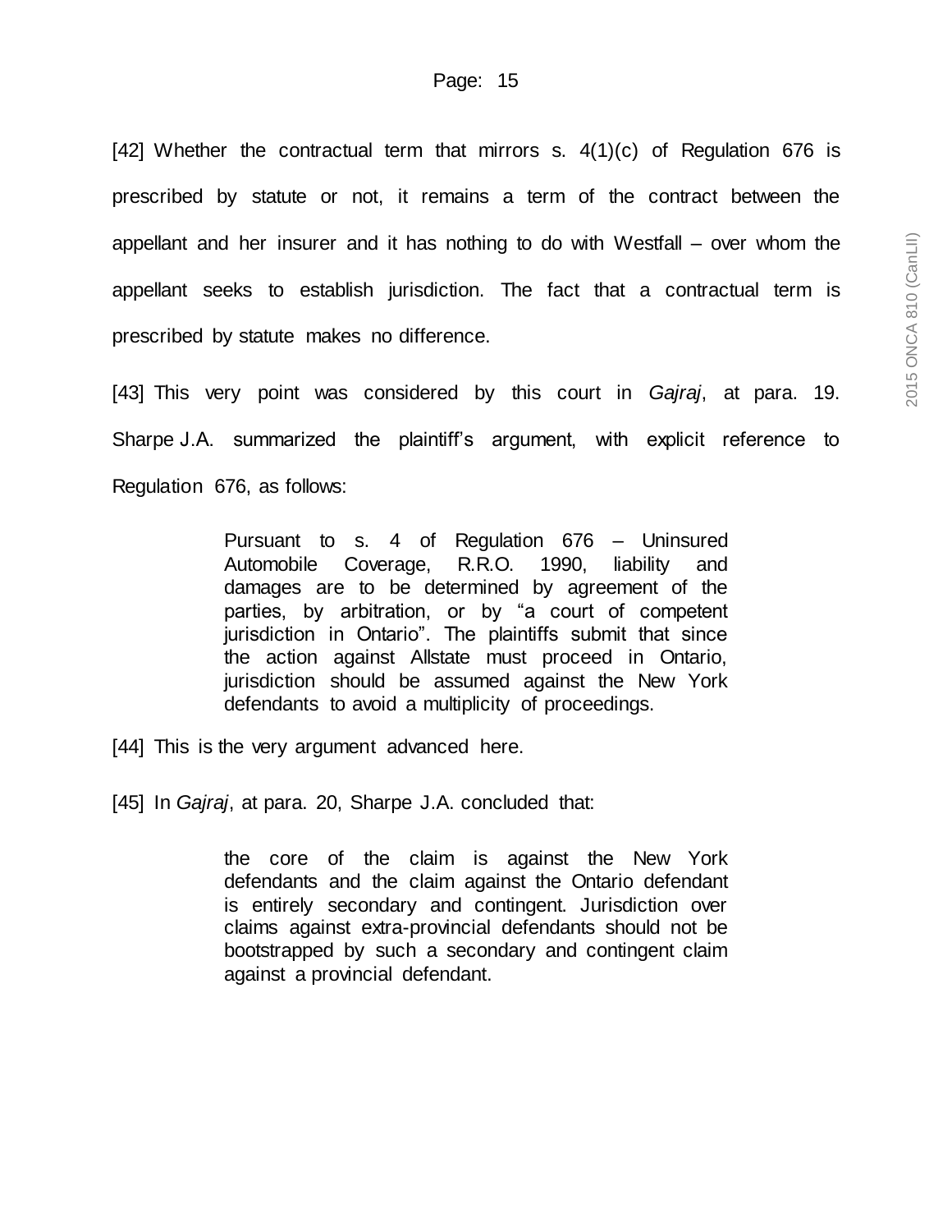[42] Whether the contractual term that mirrors s. 4(1)(c) of Regulation 676 is prescribed by statute or not, it remains a term of the contract between the appellant and her insurer and it has nothing to do with Westfall – over whom the appellant seeks to establish jurisdiction. The fact that a contractual term is prescribed by statute makes no difference.

[43] This very point was considered by this court in *Gajraj*, at para. 19. Sharpe J.A. summarized the plaintiff's argument, with explicit reference to Regulation 676, as follows:

> Pursuant to s. 4 of Regulation 676 – Uninsured Automobile Coverage, R.R.O. 1990, liability and damages are to be determined by agreement of the parties, by arbitration, or by "a court of competent jurisdiction in Ontario". The plaintiffs submit that since the action against Allstate must proceed in Ontario, jurisdiction should be assumed against the New York defendants to avoid a multiplicity of proceedings.

[44] This is the very argument advanced here.

[45] In *Gajraj*, at para. 20, Sharpe J.A. concluded that:

> the core of the claim is against the New York defendants and the claim against the Ontario defendant is entirely secondary and contingent. Jurisdiction over claims against extra-provincial defendants should not be bootstrapped by such a secondary and contingent claim against a provincial defendant.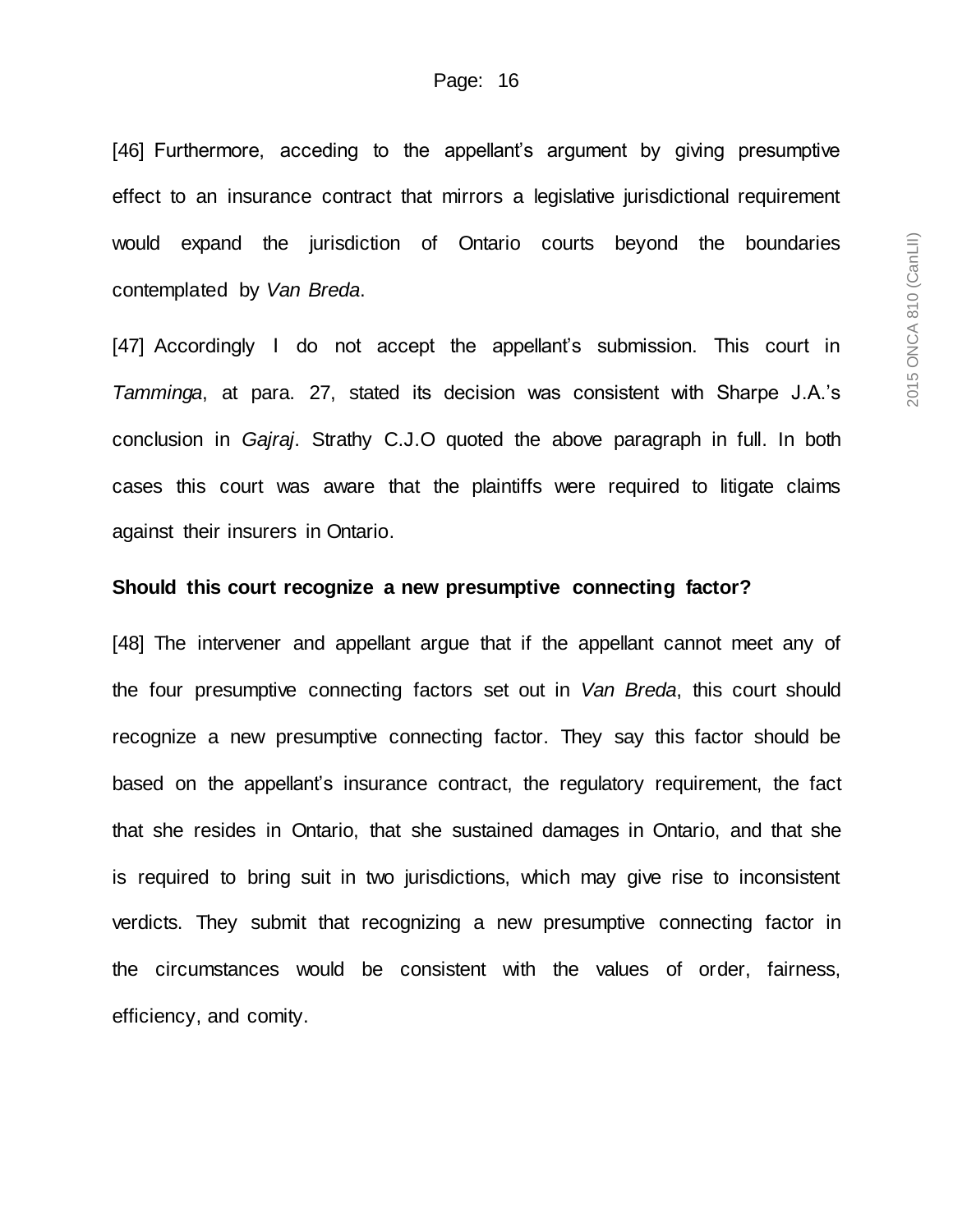[46] Furthermore, acceding to the appellant's argument by giving presumptive effect to an insurance contract that mirrors a legislative jurisdictional requirement would expand the jurisdiction of Ontario courts beyond the boundaries contemplated by *Van Breda*.

[47] Accordingly I do not accept the appellant's submission. This court in *Tamminga*, at para. 27, stated its decision was consistent with Sharpe J.A.'s conclusion in *Gajraj*. Strathy C.J.O quoted the above paragraph in full. In both cases this court was aware that the plaintiffs were required to litigate claims against their insurers in Ontario.

**Should this court recognize a new presumptive connecting factor?**

[48] The intervener and appellant argue that if the appellant cannot meet any of the four presumptive connecting factors set out in *Van Breda*, this court should recognize a new presumptive connecting factor. They say this factor should be based on the appellant's insurance contract, the regulatory requirement, the fact that she resides in Ontario, that she sustained damages in Ontario, and that she is required to bring suit in two jurisdictions, which may give rise to inconsistent verdicts. They submit that recognizing a new presumptive connecting factor in the circumstances would be consistent with the values of order, fairness, efficiency, and comity.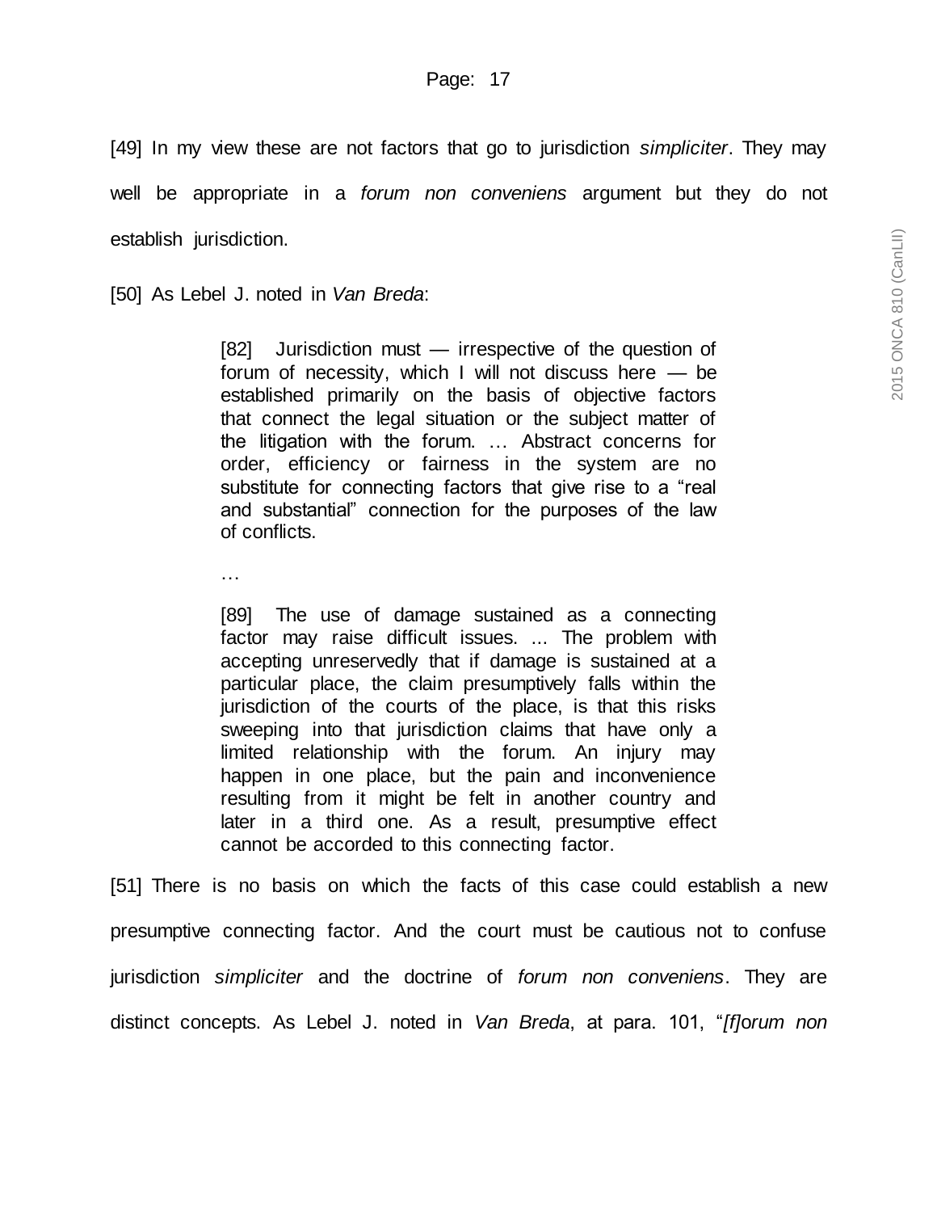[49] In my view these are not factors that go to jurisdiction *simpliciter*. They may well be appropriate in a *forum non conveniens* argument but they do not establish jurisdiction.

[50] As Lebel J. noted in *Van Breda*:

> [82] Jurisdiction must — irrespective of the question of forum of necessity, which I will not discuss here — be established primarily on the basis of objective factors that connect the legal situation or the subject matter of the litigation with the forum. … Abstract concerns for order, efficiency or fairness in the system are no substitute for connecting factors that give rise to a "real and substantial" connection for the purposes of the law of conflicts.
>
> …
>
> [89] The use of damage sustained as a connecting factor may raise difficult issues. ... The problem with accepting unreservedly that if damage is sustained at a particular place, the claim presumptively falls within the jurisdiction of the courts of the place, is that this risks sweeping into that jurisdiction claims that have only a limited relationship with the forum. An injury may happen in one place, but the pain and inconvenience resulting from it might be felt in another country and later in a third one. As a result, presumptive effect cannot be accorded to this connecting factor.

[51] There is no basis on which the facts of this case could establish a new presumptive connecting factor. And the court must be cautious not to confuse jurisdiction *simpliciter* and the doctrine of *forum non conveniens*. They are distinct concepts. As Lebel J. noted in *Van Breda*, at para. 101, "*[f]orum non*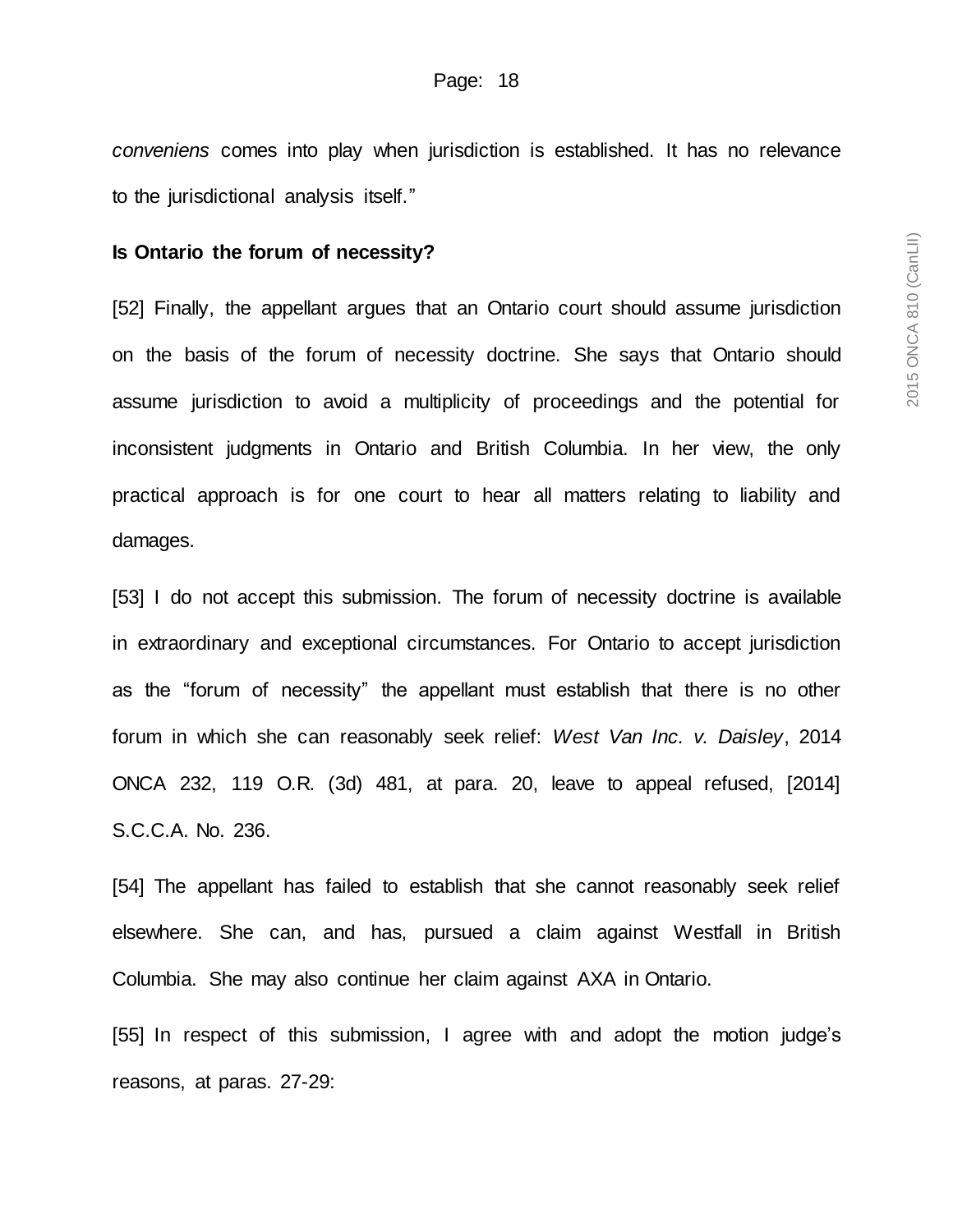*conveniens* comes into play when jurisdiction is established. It has no relevance to the jurisdictional analysis itself."

**Is Ontario the forum of necessity?**

[52] Finally, the appellant argues that an Ontario court should assume jurisdiction on the basis of the forum of necessity doctrine. She says that Ontario should assume jurisdiction to avoid a multiplicity of proceedings and the potential for inconsistent judgments in Ontario and British Columbia. In her view, the only practical approach is for one court to hear all matters relating to liability and damages.

[53] I do not accept this submission. The forum of necessity doctrine is available in extraordinary and exceptional circumstances. For Ontario to accept jurisdiction as the "forum of necessity" the appellant must establish that there is no other forum in which she can reasonably seek relief: *West Van Inc. v. Daisley*, 2014 ONCA 232, 119 O.R. (3d) 481, at para. 20, leave to appeal refused, [2014] S.C.C.A. No. 236.

[54] The appellant has failed to establish that she cannot reasonably seek relief elsewhere. She can, and has, pursued a claim against Westfall in British Columbia. She may also continue her claim against AXA in Ontario.

[55] In respect of this submission, I agree with and adopt the motion judge's reasons, at paras. 27-29: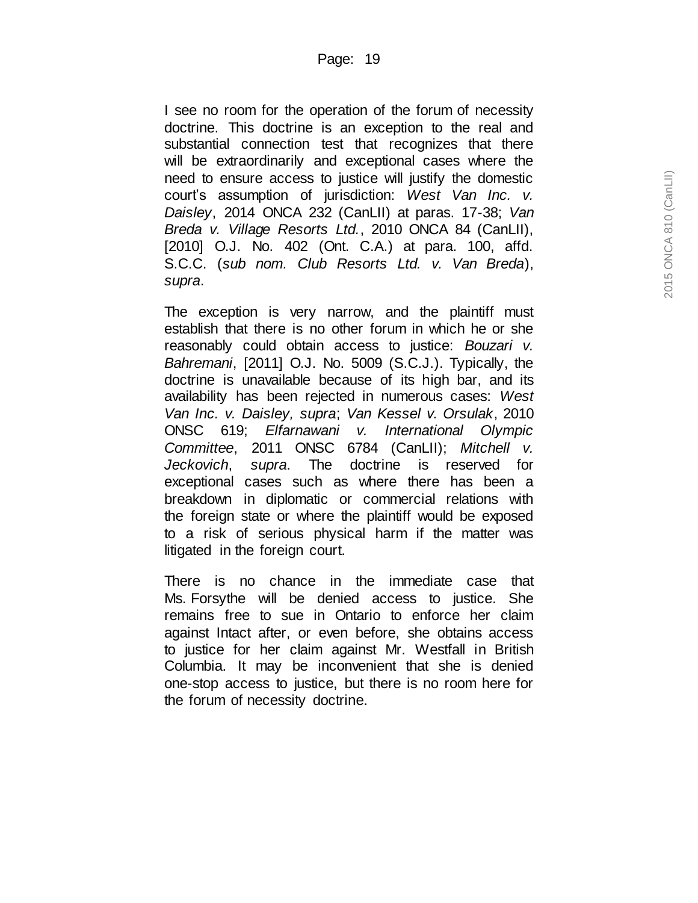I see no room for the operation of the forum of necessity doctrine. This doctrine is an exception to the real and substantial connection test that recognizes that there will be extraordinarily and exceptional cases where the need to ensure access to justice will justify the domestic court's assumption of jurisdiction: *West Van Inc. v. Daisley*, 2014 ONCA 232 (CanLII) at paras. 17-38; *Van Breda v. Village Resorts Ltd.*, 2010 ONCA 84 (CanLII), [2010] O.J. No. 402 (Ont. C.A.) at para. 100, affd. S.C.C. (*sub nom. Club Resorts Ltd. v. Van Breda*), *supra*.

The exception is very narrow, and the plaintiff must establish that there is no other forum in which he or she reasonably could obtain access to justice: *Bouzari v. Bahremani*, [2011] O.J. No. 5009 (S.C.J.). Typically, the doctrine is unavailable because of its high bar, and its availability has been rejected in numerous cases: *West Van Inc. v. Daisley, supra*; *Van Kessel v. Orsulak*, 2010 ONSC 619; *Elfarnawani v. International Olympic Committee*, 2011 ONSC 6784 (CanLII); *Mitchell v. Jeckovich*, *supra*. The doctrine is reserved for exceptional cases such as where there has been a breakdown in diplomatic or commercial relations with the foreign state or where the plaintiff would be exposed to a risk of serious physical harm if the matter was litigated in the foreign court.

There is no chance in the immediate case that Ms. Forsythe will be denied access to justice. She remains free to sue in Ontario to enforce her claim against Intact after, or even before, she obtains access to justice for her claim against Mr. Westfall in British Columbia. It may be inconvenient that she is denied one-stop access to justice, but there is no room here for the forum of necessity doctrine.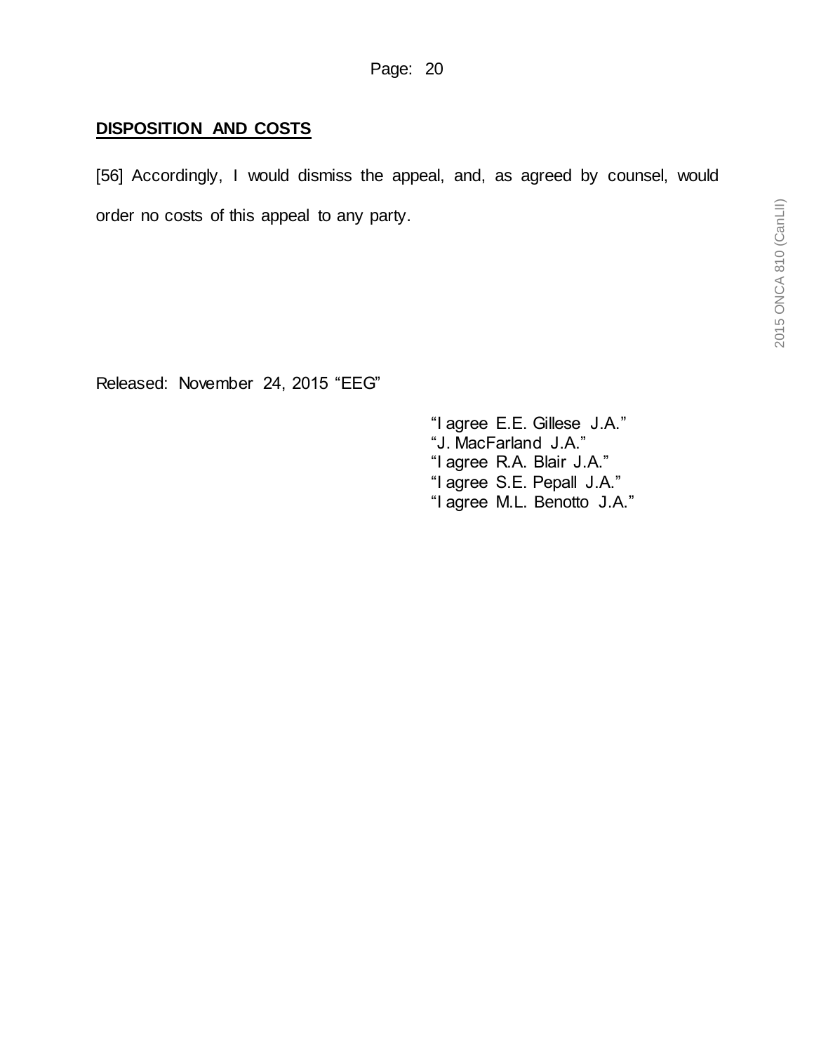**DISPOSITION AND COSTS**

[56] Accordingly, I would dismiss the appeal, and, as agreed by counsel, would order no costs of this appeal to any party.

Released: November 24, 2015 "EEG"

"I agree E.E. Gillese J.A."
"J. MacFarland J.A."
"I agree R.A. Blair J.A."
"I agree S.E. Pepall J.A."
"I agree M.L. Benotto J.A."